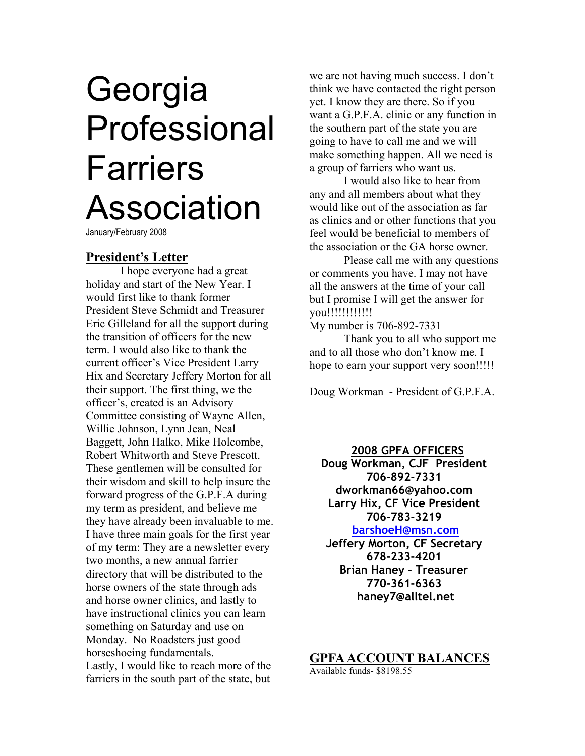# Georgia Professional Farriers Association

January/February 2008

## President's Letter

I hope everyone had a great holiday and start of the New Year. I would first like to thank former President Steve Schmidt and Treasurer Eric Gilleland for all the support during the transition of officers for the new term. I would also like to thank the current officer's Vice President Larry Hix and Secretary Jeffery Morton for all their support. The first thing, we the officer's, created is an Advisory Committee consisting of Wayne Allen, Willie Johnson, Lynn Jean, Neal Baggett, John Halko, Mike Holcombe, Robert Whitworth and Steve Prescott. These gentlemen will be consulted for their wisdom and skill to help insure the forward progress of the G.P.F.A during my term as president, and believe me they have already been invaluable to me. I have three main goals for the first year of my term: They are a newsletter every two months, a new annual farrier directory that will be distributed to the horse owners of the state through ads and horse owner clinics, and lastly to have instructional clinics you can learn something on Saturday and use on Monday. No Roadsters just good horseshoeing fundamentals.

Lastly, I would like to reach more of the farriers in the south part of the state, but we are not having much success. I don't think we have contacted the right person yet. I know they are there. So if you want a G.P.F.A. clinic or any function in the southern part of the state you are going to have to call me and we will make something happen. All we need is a group of farriers who want us.

I would also like to hear from any and all members about what they would like out of the association as far as clinics and or other functions that you feel would be beneficial to members of the association or the GA horse owner.

Please call me with any questions or comments you have. I may not have all the answers at the time of your call but I promise I will get the answer for you!!!!!!!!!!!!

My number is 706-892-7331

Thank you to all who support me and to all those who don't know me. I hope to earn your support very soon!!!!!

Doug Workman - President of G.P.F.A.

**2008 GPFA OFFICERS**

**Doug Workman, CJF President**
**706-892-7331**
**dworkman66@yahoo.com**
**Larry Hix, CF Vice President**
**706-783-3219**
**barshoeH@msn.com**
**Jeffery Morton, CF Secretary**
**678-233-4201**
**Brian Haney – Treasurer**
**770-361-6363**
**haney7@alltel.net**

## GPFA ACCOUNT BALANCES

Available funds- $8198.55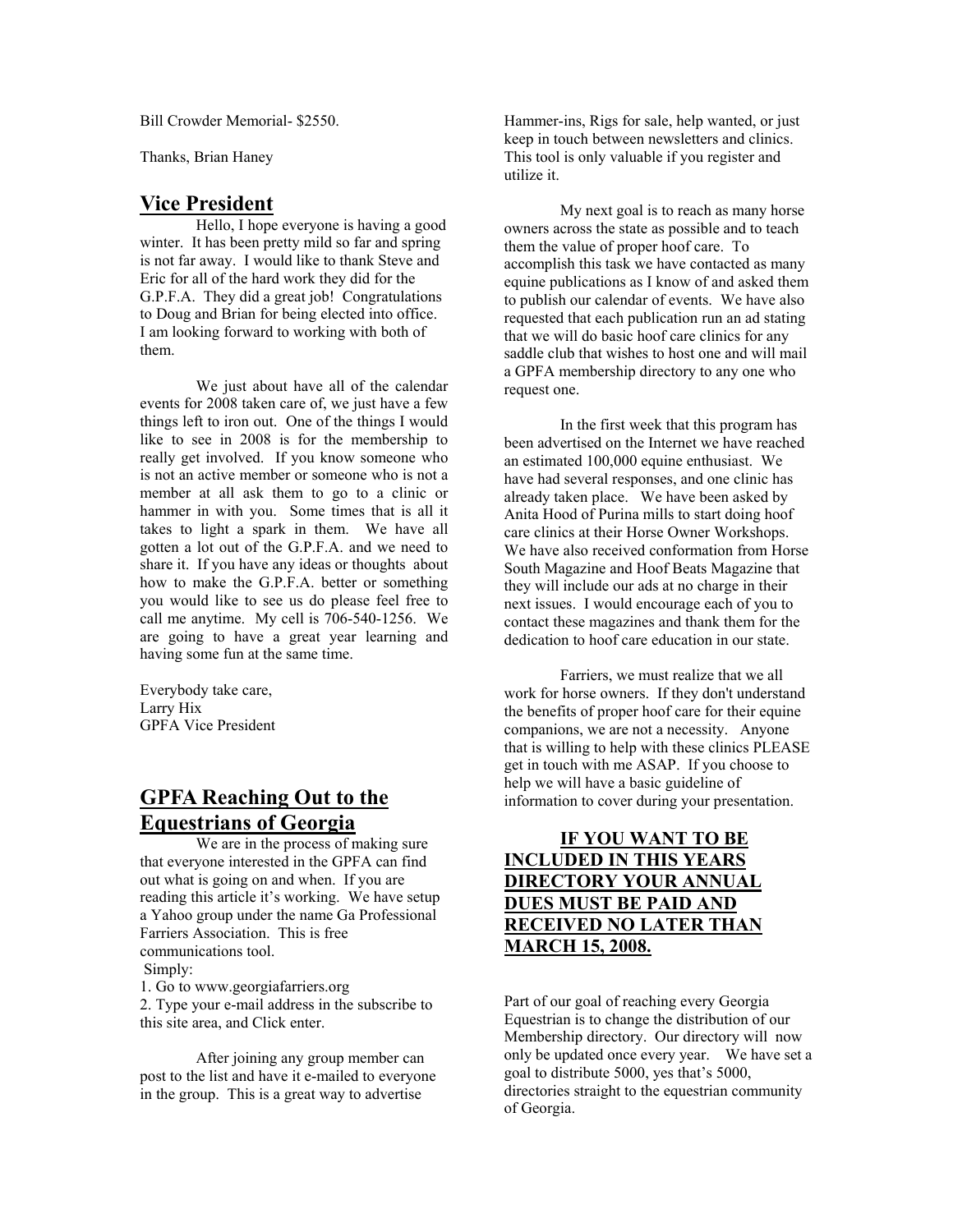Bill Crowder Memorial- $2550.

Thanks, Brian Haney

## Vice President

Hello, I hope everyone is having a good winter. It has been pretty mild so far and spring is not far away. I would like to thank Steve and Eric for all of the hard work they did for the G.P.F.A. They did a great job! Congratulations to Doug and Brian for being elected into office. I am looking forward to working with both of them.

We just about have all of the calendar events for 2008 taken care of, we just have a few things left to iron out. One of the things I would like to see in 2008 is for the membership to really get involved. If you know someone who is not an active member or someone who is not a member at all ask them to go to a clinic or hammer in with you. Some times that is all it takes to light a spark in them. We have all gotten a lot out of the G.P.F.A. and we need to share it. If you have any ideas or thoughts about how to make the G.P.F.A. better or something you would like to see us do please feel free to call me anytime. My cell is 706-540-1256. We are going to have a great year learning and having some fun at the same time.

Everybody take care,
Larry Hix
GPFA Vice President

## GPFA Reaching Out to the Equestrians of Georgia

We are in the process of making sure that everyone interested in the GPFA can find out what is going on and when. If you are reading this article it's working. We have setup a Yahoo group under the name Ga Professional Farriers Association. This is free communications tool.

Simply:

1. Go to www.georgiafarriers.org
2. Type your e-mail address in the subscribe to this site area, and Click enter.

After joining any group member can post to the list and have it e-mailed to everyone in the group. This is a great way to advertise Hammer-ins, Rigs for sale, help wanted, or just keep in touch between newsletters and clinics. This tool is only valuable if you register and utilize it.

My next goal is to reach as many horse owners across the state as possible and to teach them the value of proper hoof care. To accomplish this task we have contacted as many equine publications as I know of and asked them to publish our calendar of events. We have also requested that each publication run an ad stating that we will do basic hoof care clinics for any saddle club that wishes to host one and will mail a GPFA membership directory to any one who request one.

In the first week that this program has been advertised on the Internet we have reached an estimated 100,000 equine enthusiast. We have had several responses, and one clinic has already taken place. We have been asked by Anita Hood of Purina mills to start doing hoof care clinics at their Horse Owner Workshops. We have also received conformation from Horse South Magazine and Hoof Beats Magazine that they will include our ads at no charge in their next issues. I would encourage each of you to contact these magazines and thank them for the dedication to hoof care education in our state.

Farriers, we must realize that we all work for horse owners. If they don't understand the benefits of proper hoof care for their equine companions, we are not a necessity. Anyone that is willing to help with these clinics PLEASE get in touch with me ASAP. If you choose to help we will have a basic guideline of information to cover during your presentation.

**IF YOU WANT TO BE INCLUDED IN THIS YEARS DIRECTORY YOUR ANNUAL DUES MUST BE PAID AND RECEIVED NO LATER THAN MARCH 15, 2008.**

Part of our goal of reaching every Georgia Equestrian is to change the distribution of our Membership directory. Our directory will now only be updated once every year. We have set a goal to distribute 5000, yes that's 5000, directories straight to the equestrian community of Georgia.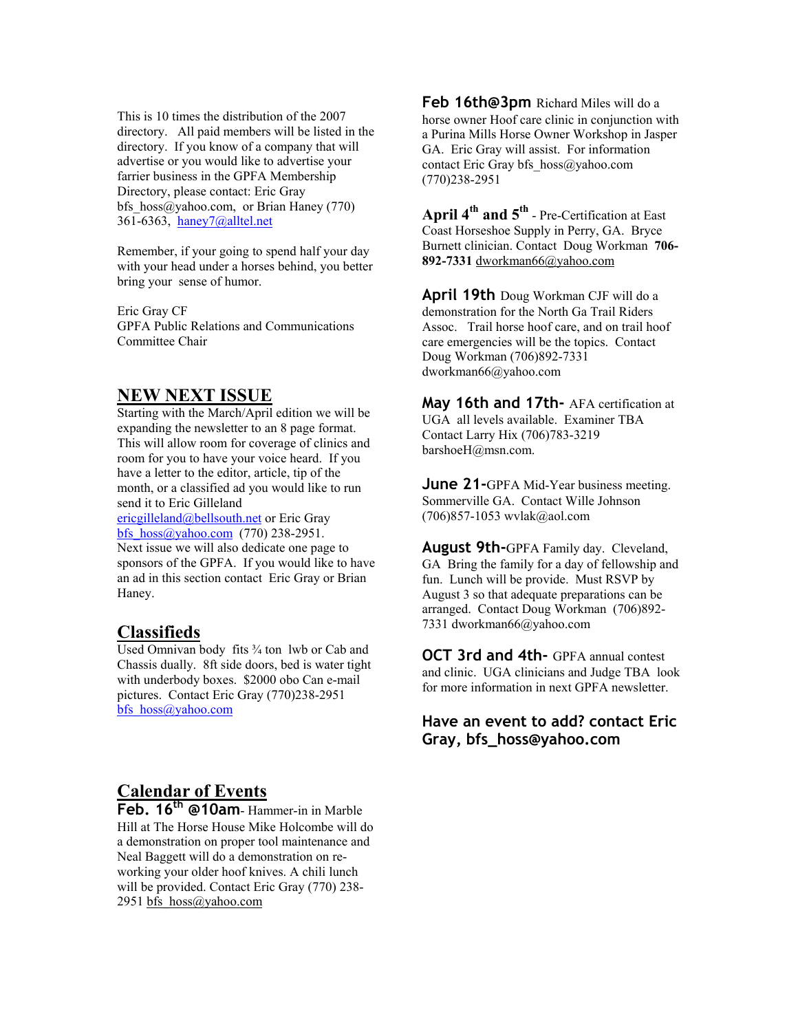This is 10 times the distribution of the 2007 directory. All paid members will be listed in the directory. If you know of a company that will advertise or you would like to advertise your farrier business in the GPFA Membership Directory, please contact: Eric Gray bfs_hoss@yahoo.com, or Brian Haney (770) 361-6363, haney7@alltel.net

Remember, if your going to spend half your day with your head under a horses behind, you better bring your sense of humor.

Eric Gray CF
GPFA Public Relations and Communications Committee Chair

## NEW NEXT ISSUE

Starting with the March/April edition we will be expanding the newsletter to an 8 page format. This will allow room for coverage of clinics and room for you to have your voice heard. If you have a letter to the editor, article, tip of the month, or a classified ad you would like to run send it to Eric Gilleland ericgilleland@bellsouth.net or Eric Gray bfs_hoss@yahoo.com (770) 238-2951.
Next issue we will also dedicate one page to sponsors of the GPFA. If you would like to have an ad in this section contact Eric Gray or Brian Haney.

## Classifieds

Used Omnivan body fits ¾ ton lwb or Cab and Chassis dually. 8ft side doors, bed is water tight with underbody boxes. $2000 obo Can e-mail pictures. Contact Eric Gray (770)238-2951 bfs_hoss@yahoo.com

## Calendar of Events

**Feb. 16th @10am**- Hammer-in in Marble Hill at The Horse House Mike Holcombe will do a demonstration on proper tool maintenance and Neal Baggett will do a demonstration on re-working your older hoof knives. A chili lunch will be provided. Contact Eric Gray (770) 238-2951 bfs_hoss@yahoo.com

**Feb 16th@3pm** Richard Miles will do a horse owner Hoof care clinic in conjunction with a Purina Mills Horse Owner Workshop in Jasper GA. Eric Gray will assist. For information contact Eric Gray bfs_hoss@yahoo.com (770)238-2951

**April 4th and 5th** - Pre-Certification at East Coast Horseshoe Supply in Perry, GA. Bryce Burnett clinician. Contact Doug Workman **706-892-7331** dworkman66@yahoo.com

**April 19th** Doug Workman CJF will do a demonstration for the North Ga Trail Riders Assoc. Trail horse hoof care, and on trail hoof care emergencies will be the topics. Contact Doug Workman (706)892-7331 dworkman66@yahoo.com

**May 16th and 17th-** AFA certification at UGA all levels available. Examiner TBA Contact Larry Hix (706)783-3219 barshoeH@msn.com.

**June 21-**GPFA Mid-Year business meeting. Sommerville GA. Contact Wille Johnson (706)857-1053 wvlak@aol.com

**August 9th-**GPFA Family day. Cleveland, GA Bring the family for a day of fellowship and fun. Lunch will be provide. Must RSVP by August 3 so that adequate preparations can be arranged. Contact Doug Workman (706)892-7331 dworkman66@yahoo.com

**OCT 3rd and 4th-** GPFA annual contest and clinic. UGA clinicians and Judge TBA look for more information in next GPFA newsletter.

**Have an event to add? contact Eric Gray, bfs_hoss@yahoo.com**